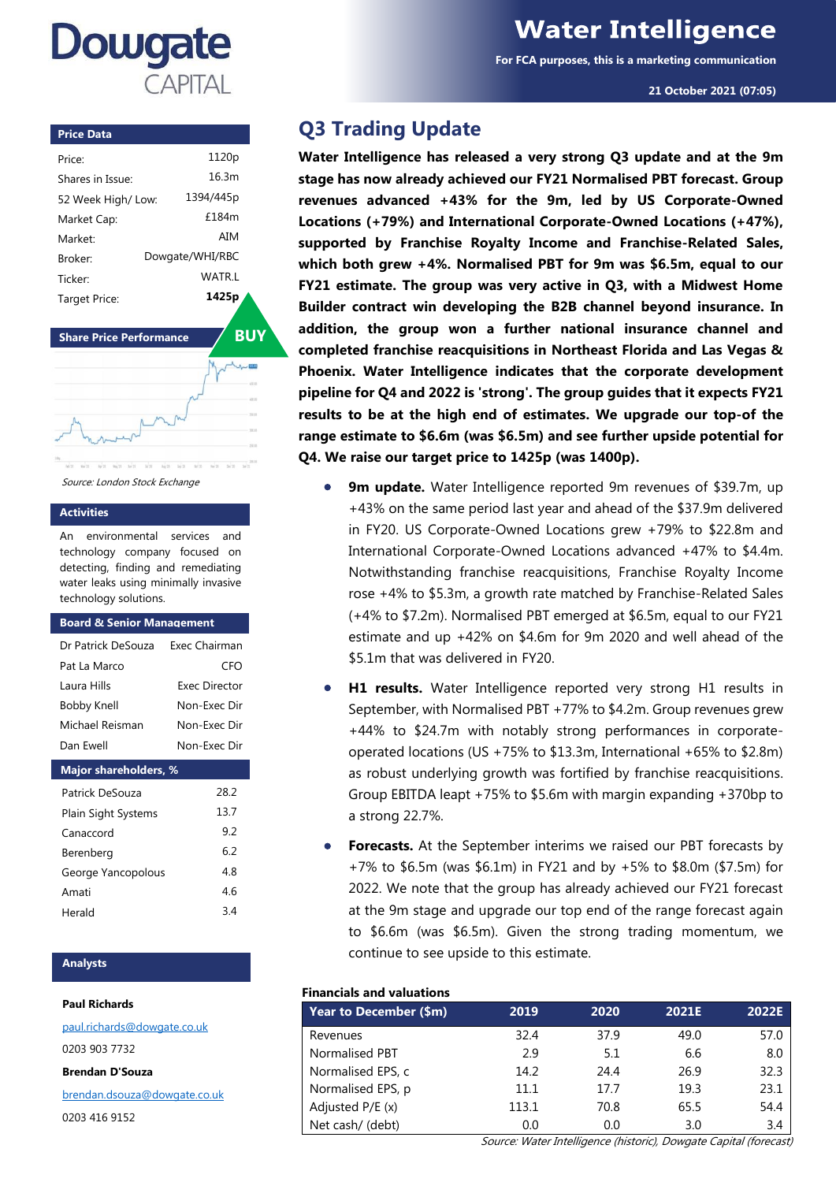# Water Intelligence

For FCA purposes, this is a marketing communication

21 October 2021 (07:05)

## Q3 Trading Update

**Water Intelligence has released a very strong Q3 update and at the 9m stage has now already achieved our FY21 Normalised PBT forecast. Group revenues advanced +43% for the 9m, led by US Corporate-Owned Locations (+79%) and International Corporate-Owned Locations (+47%), supported by Franchise Royalty Income and Franchise-Related Sales, which both grew +4%. Normalised PBT for 9m was $6.5m, equal to our FY21 estimate. The group was very active in Q3, with a Midwest Home Builder contract win developing the B2B channel beyond insurance. In addition, the group won a further national insurance channel and completed franchise reacquisitions in Northeast Florida and Las Vegas & Phoenix. Water Intelligence indicates that the corporate development pipeline for Q4 and 2022 is 'strong'. The group guides that it expects FY21 results to be at the high end of estimates. We upgrade our top-of the range estimate to $6.6m (was $6.5m) and see further upside potential for Q4. We raise our target price to 1425p (was 1400p).**

- **9m update.** Water Intelligence reported 9m revenues of $39.7m, up +43% on the same period last year and ahead of the $37.9m delivered in FY20. US Corporate-Owned Locations grew +79% to $22.8m and International Corporate-Owned Locations advanced +47% to $4.4m. Notwithstanding franchise reacquisitions, Franchise Royalty Income rose +4% to $5.3m, a growth rate matched by Franchise-Related Sales (+4% to $7.2m). Normalised PBT emerged at $6.5m, equal to our FY21 estimate and up +42% on $4.6m for 9m 2020 and well ahead of the $5.1m that was delivered in FY20.
- **H1 results.** Water Intelligence reported very strong H1 results in September, with Normalised PBT +77% to $4.2m. Group revenues grew +44% to $24.7m with notably strong performances in corporate-operated locations (US +75% to $13.3m, International +65% to $2.8m) as robust underlying growth was fortified by franchise reacquisitions. Group EBITDA leapt +75% to $5.6m with margin expanding +370bp to a strong 22.7%.
- **Forecasts.** At the September interims we raised our PBT forecasts by +7% to $6.5m (was $6.1m) in FY21 and by +5% to $8.0m ($7.5m) for 2022. We note that the group has already achieved our FY21 forecast at the 9m stage and upgrade our top end of the range forecast again to $6.6m (was $6.5m). Given the strong trading momentum, we continue to see upside to this estimate.

**Financials and valuations**

| Year to December ($m) | 2019 | 2020 | 2021E | 2022E |
|---|---|---|---|---|
| Revenues | 32.4 | 37.9 | 49.0 | 57.0 |
| Normalised PBT | 2.9 | 5.1 | 6.6 | 8.0 |
| Normalised EPS, c | 14.2 | 24.4 | 26.9 | 32.3 |
| Normalised EPS, p | 11.1 | 17.7 | 19.3 | 23.1 |
| Adjusted P/E (x) | 113.1 | 70.8 | 65.5 | 54.4 |
| Net cash/ (debt) | 0.0 | 0.0 | 3.0 | 3.4 |

*Source: Water Intelligence (historic), Dowgate Capital (forecast)*

**Price Data**

| | |
|---|---|
| Price: | 1120p |
| Shares in Issue: | 16.3m |
| 52 Week High/ Low: | 1394/445p |
| Market Cap: | £184m |
| Market: | AIM |
| Broker: | Dowgate/WHI/RBC |
| Ticker: | WATR.L |
| Target Price: | **1425p** |

**BUY**

**Share Price Performance**

*Source: London Stock Exchange*

**Activities**

An environmental services and technology company focused on detecting, finding and remediating water leaks using minimally invasive technology solutions.

**Board & Senior Management**

| | |
|---|---|
| Dr Patrick DeSouza | Exec Chairman |
| Pat La Marco | CFO |
| Laura Hills | Exec Director |
| Bobby Knell | Non-Exec Dir |
| Michael Reisman | Non-Exec Dir |
| Dan Ewell | Non-Exec Dir |

**Major shareholders, %**

| | |
|---|---|
| Patrick DeSouza | 28.2 |
| Plain Sight Systems | 13.7 |
| Canaccord | 9.2 |
| Berenberg | 6.2 |
| George Yancopolous | 4.8 |
| Amati | 4.6 |
| Herald | 3.4 |

**Analysts**

**Paul Richards**
paul.richards@dowgate.co.uk
0203 903 7732

**Brendan D'Souza**
brendan.dsouza@dowgate.co.uk
0203 416 9152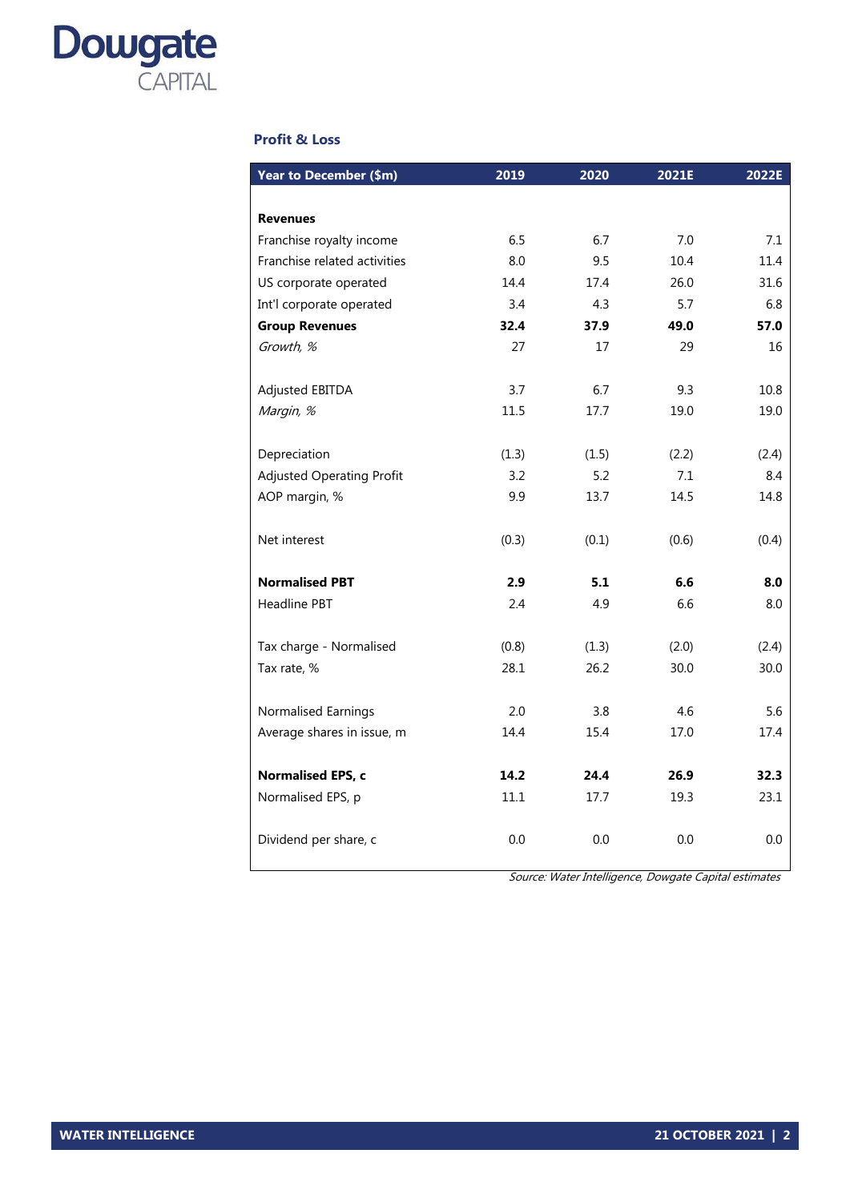## Profit & Loss

| Year to December ($m) | 2019 | 2020 | 2021E | 2022E |
|---|---|---|---|---|
| **Revenues** | | | | |
| Franchise royalty income | 6.5 | 6.7 | 7.0 | 7.1 |
| Franchise related activities | 8.0 | 9.5 | 10.4 | 11.4 |
| US corporate operated | 14.4 | 17.4 | 26.0 | 31.6 |
| Int'l corporate operated | 3.4 | 4.3 | 5.7 | 6.8 |
| **Group Revenues** | **32.4** | **37.9** | **49.0** | **57.0** |
| *Growth, %* | 27 | 17 | 29 | 16 |
| | | | | |
| Adjusted EBITDA | 3.7 | 6.7 | 9.3 | 10.8 |
| *Margin, %* | 11.5 | 17.7 | 19.0 | 19.0 |
| | | | | |
| Depreciation | (1.3) | (1.5) | (2.2) | (2.4) |
| Adjusted Operating Profit | 3.2 | 5.2 | 7.1 | 8.4 |
| AOP margin, % | 9.9 | 13.7 | 14.5 | 14.8 |
| | | | | |
| Net interest | (0.3) | (0.1) | (0.6) | (0.4) |
| | | | | |
| **Normalised PBT** | **2.9** | **5.1** | **6.6** | **8.0** |
| Headline PBT | 2.4 | 4.9 | 6.6 | 8.0 |
| | | | | |
| Tax charge - Normalised | (0.8) | (1.3) | (2.0) | (2.4) |
| Tax rate, % | 28.1 | 26.2 | 30.0 | 30.0 |
| | | | | |
| Normalised Earnings | 2.0 | 3.8 | 4.6 | 5.6 |
| Average shares in issue, m | 14.4 | 15.4 | 17.0 | 17.4 |
| | | | | |
| **Normalised EPS, c** | **14.2** | **24.4** | **26.9** | **32.3** |
| Normalised EPS, p | 11.1 | 17.7 | 19.3 | 23.1 |
| | | | | |
| Dividend per share, c | 0.0 | 0.0 | 0.0 | 0.0 |

*Source: Water Intelligence, Dowgate Capital estimates*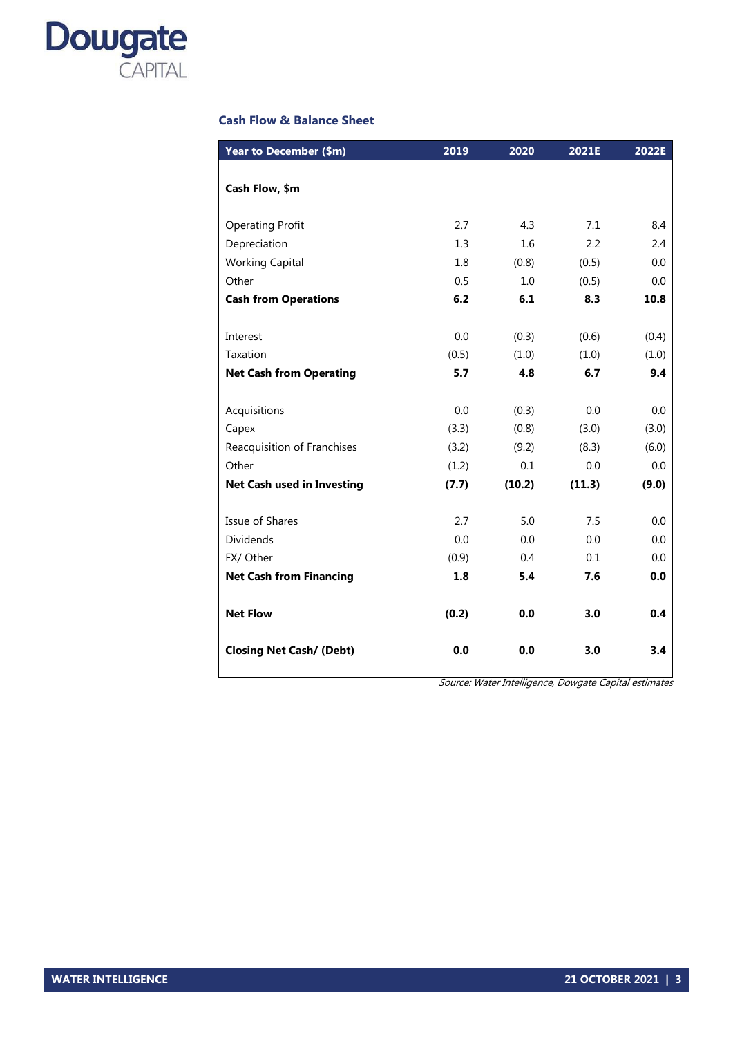### Cash Flow & Balance Sheet

| Year to December ($m) | 2019 | 2020 | 2021E | 2022E |
|---|---|---|---|---|
| **Cash Flow, $m** | | | | |
| Operating Profit | 2.7 | 4.3 | 7.1 | 8.4 |
| Depreciation | 1.3 | 1.6 | 2.2 | 2.4 |
| Working Capital | 1.8 | (0.8) | (0.5) | 0.0 |
| Other | 0.5 | 1.0 | (0.5) | 0.0 |
| **Cash from Operations** | **6.2** | **6.1** | **8.3** | **10.8** |
| Interest | 0.0 | (0.3) | (0.6) | (0.4) |
| Taxation | (0.5) | (1.0) | (1.0) | (1.0) |
| **Net Cash from Operating** | **5.7** | **4.8** | **6.7** | **9.4** |
| Acquisitions | 0.0 | (0.3) | 0.0 | 0.0 |
| Capex | (3.3) | (0.8) | (3.0) | (3.0) |
| Reacquisition of Franchises | (3.2) | (9.2) | (8.3) | (6.0) |
| Other | (1.2) | 0.1 | 0.0 | 0.0 |
| **Net Cash used in Investing** | **(7.7)** | **(10.2)** | **(11.3)** | **(9.0)** |
| Issue of Shares | 2.7 | 5.0 | 7.5 | 0.0 |
| Dividends | 0.0 | 0.0 | 0.0 | 0.0 |
| FX/ Other | (0.9) | 0.4 | 0.1 | 0.0 |
| **Net Cash from Financing** | **1.8** | **5.4** | **7.6** | **0.0** |
| **Net Flow** | **(0.2)** | **0.0** | **3.0** | **0.4** |
| **Closing Net Cash/ (Debt)** | **0.0** | **0.0** | **3.0** | **3.4** |

*Source: Water Intelligence, Dowgate Capital estimates*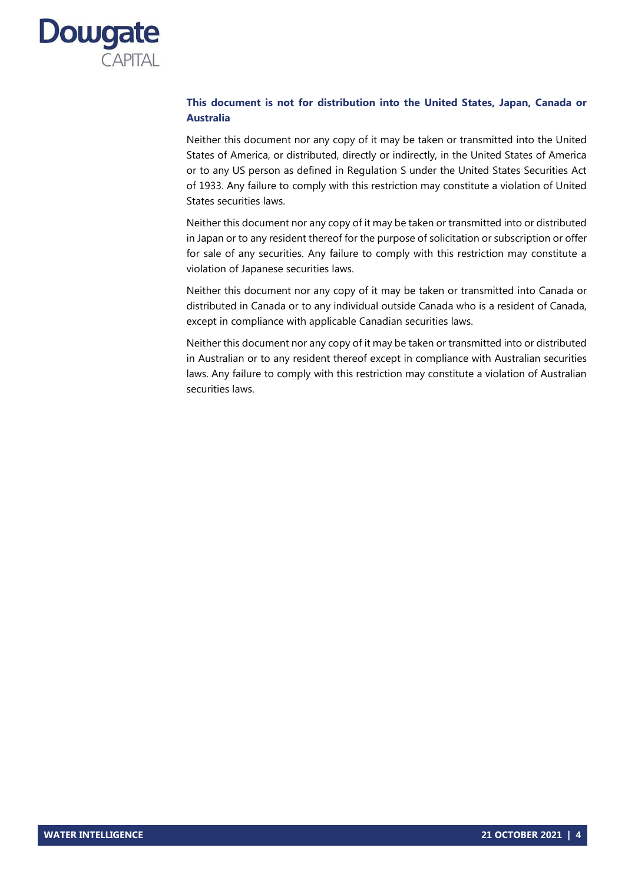**This document is not for distribution into the United States, Japan, Canada or Australia**

Neither this document nor any copy of it may be taken or transmitted into the United States of America, or distributed, directly or indirectly, in the United States of America or to any US person as defined in Regulation S under the United States Securities Act of 1933. Any failure to comply with this restriction may constitute a violation of United States securities laws.

Neither this document nor any copy of it may be taken or transmitted into or distributed in Japan or to any resident thereof for the purpose of solicitation or subscription or offer for sale of any securities. Any failure to comply with this restriction may constitute a violation of Japanese securities laws.

Neither this document nor any copy of it may be taken or transmitted into Canada or distributed in Canada or to any individual outside Canada who is a resident of Canada, except in compliance with applicable Canadian securities laws.

Neither this document nor any copy of it may be taken or transmitted into or distributed in Australian or to any resident thereof except in compliance with Australian securities laws. Any failure to comply with this restriction may constitute a violation of Australian securities laws.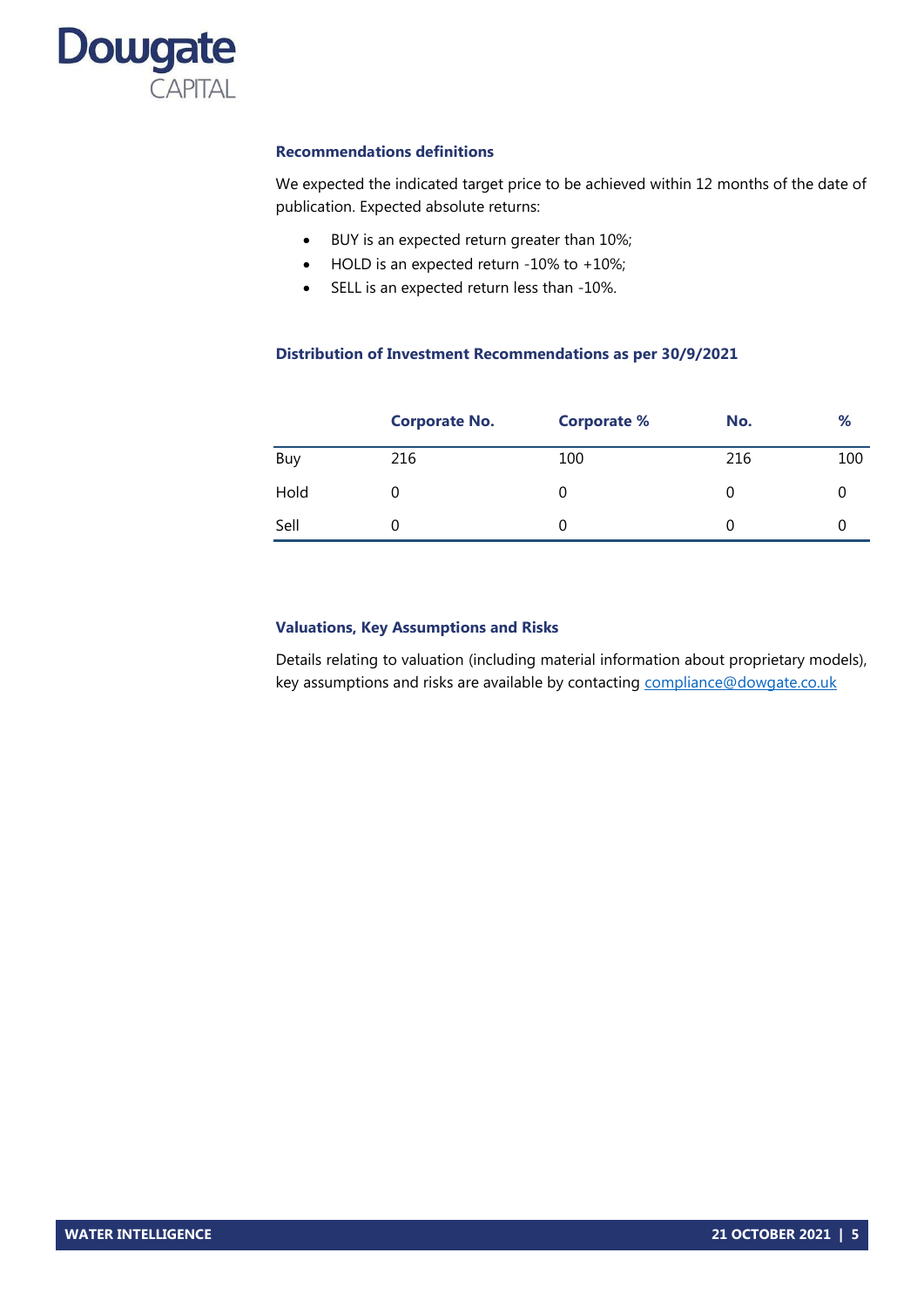### Recommendations definitions

We expected the indicated target price to be achieved within 12 months of the date of publication. Expected absolute returns:

- BUY is an expected return greater than 10%;
- HOLD is an expected return -10% to +10%;
- SELL is an expected return less than -10%.

### Distribution of Investment Recommendations as per 30/9/2021

| | Corporate No. | Corporate % | No. | % |
|---|---|---|---|---|
| Buy | 216 | 100 | 216 | 100 |
| Hold | 0 | 0 | 0 | 0 |
| Sell | 0 | 0 | 0 | 0 |

### Valuations, Key Assumptions and Risks

Details relating to valuation (including material information about proprietary models), key assumptions and risks are available by contacting compliance@dowgate.co.uk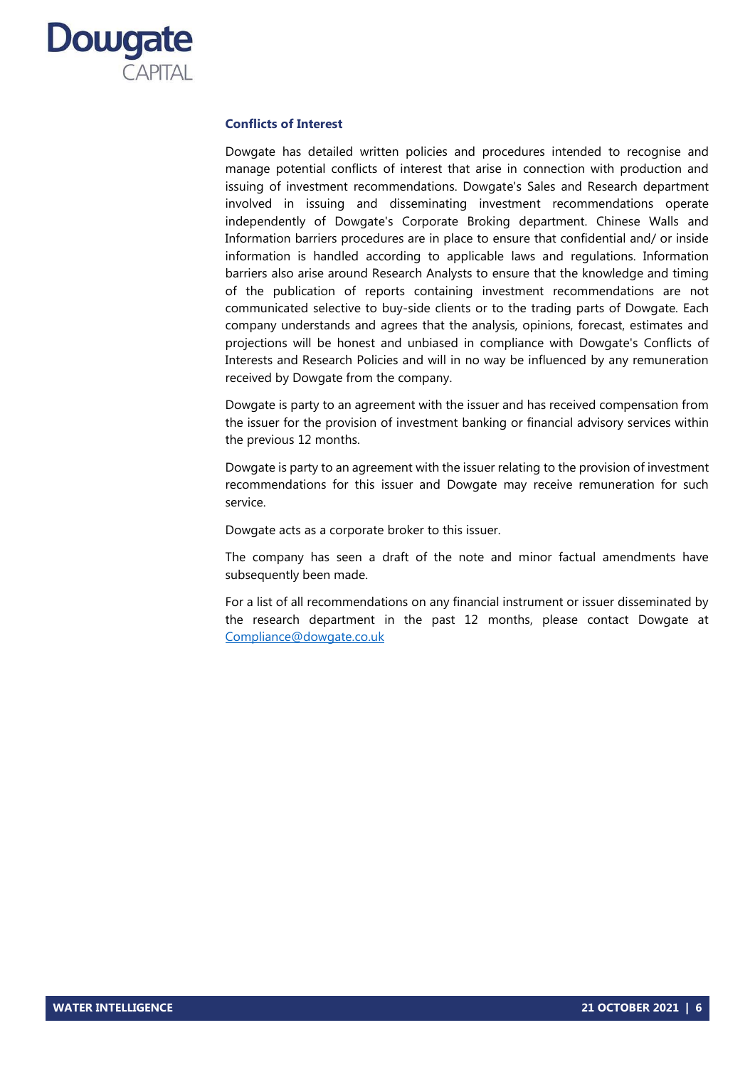### Conflicts of Interest

Dowgate has detailed written policies and procedures intended to recognise and manage potential conflicts of interest that arise in connection with production and issuing of investment recommendations. Dowgate's Sales and Research department involved in issuing and disseminating investment recommendations operate independently of Dowgate's Corporate Broking department. Chinese Walls and Information barriers procedures are in place to ensure that confidential and/ or inside information is handled according to applicable laws and regulations. Information barriers also arise around Research Analysts to ensure that the knowledge and timing of the publication of reports containing investment recommendations are not communicated selective to buy-side clients or to the trading parts of Dowgate. Each company understands and agrees that the analysis, opinions, forecast, estimates and projections will be honest and unbiased in compliance with Dowgate's Conflicts of Interests and Research Policies and will in no way be influenced by any remuneration received by Dowgate from the company.

Dowgate is party to an agreement with the issuer and has received compensation from the issuer for the provision of investment banking or financial advisory services within the previous 12 months.

Dowgate is party to an agreement with the issuer relating to the provision of investment recommendations for this issuer and Dowgate may receive remuneration for such service.

Dowgate acts as a corporate broker to this issuer.

The company has seen a draft of the note and minor factual amendments have subsequently been made.

For a list of all recommendations on any financial instrument or issuer disseminated by the research department in the past 12 months, please contact Dowgate at [Compliance@dowgate.co.uk](mailto:Compliance@dowgate.co.uk)